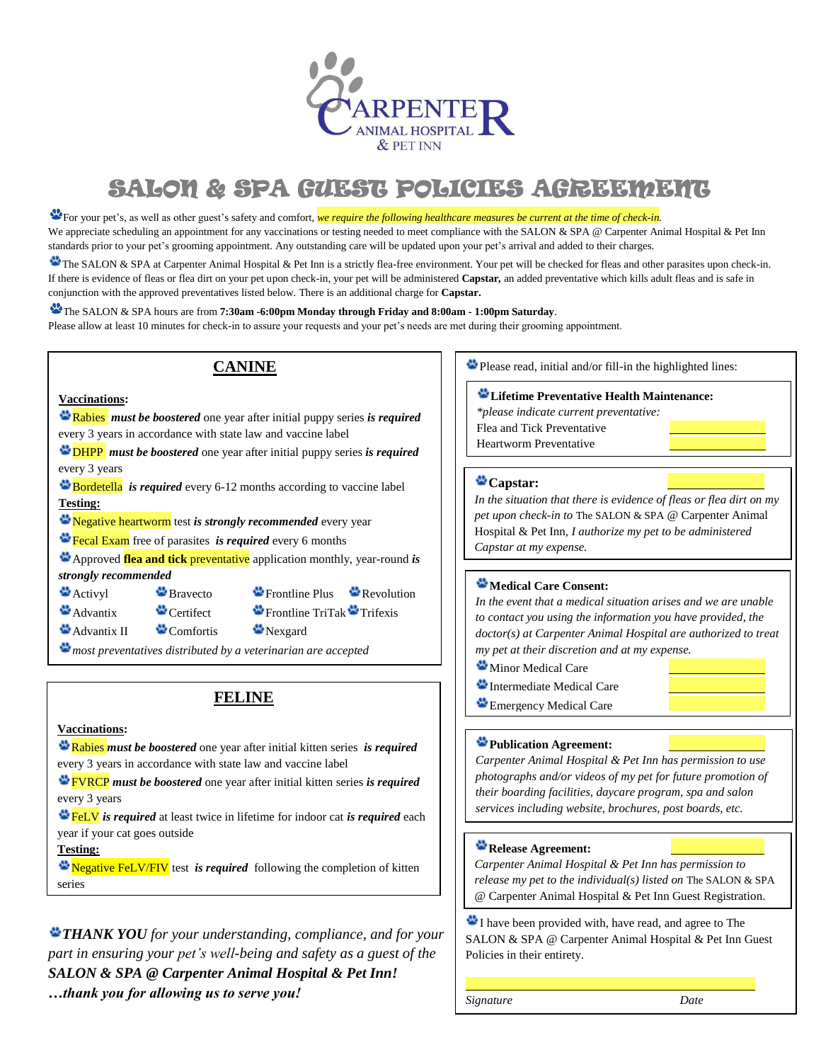CARPENTER ANIMAL HOSPITAL & PET INN

# SALON & SPA GUEST POLICIES AGREEMENT

For your pet's, as well as other guest's safety and comfort, *we require the following healthcare measures be current at the time of check-in*. We appreciate scheduling an appointment for any vaccinations or testing needed to meet compliance with the SALON & SPA @ Carpenter Animal Hospital & Pet Inn standards prior to your pet's grooming appointment. Any outstanding care will be updated upon your pet's arrival and added to their charges.

The SALON & SPA at Carpenter Animal Hospital & Pet Inn is a strictly flea-free environment. Your pet will be checked for fleas and other parasites upon check-in. If there is evidence of fleas or flea dirt on your pet upon check-in, your pet will be administered **Capstar,** an added preventative which kills adult fleas and is safe in conjunction with the approved preventatives listed below. There is an additional charge for **Capstar.**

The SALON & SPA hours are from **7:30am -6:00pm Monday through Friday and 8:00am - 1:00pm Saturday**. Please allow at least 10 minutes for check-in to assure your requests and your pet's needs are met during their grooming appointment.

## CANINE

**Vaccinations:**

- Rabies ***must be boostered*** one year after initial puppy series ***is required*** every 3 years in accordance with state law and vaccine label
- DHPP ***must be boostered*** one year after initial puppy series ***is required*** every 3 years
- Bordetella ***is required*** every 6-12 months according to vaccine label

**Testing:**

- Negative heartworm test ***is strongly recommended*** every year
- Fecal Exam free of parasites ***is required*** every 6 months
- Approved **flea and tick** preventative application monthly, year-round ***is strongly recommended***

- Activyl
- Advantix
- Advantix II
- Bravecto
- Certifect
- Comfortis
- Frontline Plus
- Frontline TriTak
- Nexgard
- Revolution
- Trifexis

*most preventatives distributed by a veterinarian are accepted*

## FELINE

**Vaccinations:**

- Rabies ***must be boostered*** one year after initial kitten series ***is required*** every 3 years in accordance with state law and vaccine label
- FVRCP ***must be boostered*** one year after initial kitten series ***is required*** every 3 years
- FeLV ***is required*** at least twice in lifetime for indoor cat ***is required*** each year if your cat goes outside

**Testing:**

- Negative FeLV/FIV test ***is required*** following the completion of kitten series

***THANK YOU** for your understanding, compliance, and for your part in ensuring your pet's well-being and safety as a guest of the* ***SALON & SPA @ Carpenter Animal Hospital & Pet Inn!***
***…thank you for allowing us to serve you!***

---

Please read, initial and/or fill-in the highlighted lines:

**Lifetime Preventative Health Maintenance:**
*\*please indicate current preventative:*
Flea and Tick Preventative ______________
Heartworm Preventative ______________

**Capstar:** ______________
*In the situation that there is evidence of fleas or flea dirt on my pet upon check-in to* The SALON & SPA @ Carpenter Animal Hospital & Pet Inn, *I authorize my pet to be administered Capstar at my expense.*

**Medical Care Consent:**
*In the event that a medical situation arises and we are unable to contact you using the information you have provided, the doctor(s) at Carpenter Animal Hospital are authorized to treat my pet at their discretion and at my expense.*
Minor Medical Care ______________
Intermediate Medical Care ______________
Emergency Medical Care ______________

**Publication Agreement:** ______________
*Carpenter Animal Hospital & Pet Inn has permission to use photographs and/or videos of my pet for future promotion of their boarding facilities, daycare program, spa and salon services including website, brochures, post boards, etc.*

**Release Agreement:** ______________
*Carpenter Animal Hospital & Pet Inn has permission to release my pet to the individual(s) listed on* The SALON & SPA @ Carpenter Animal Hospital & Pet Inn Guest Registration.

I have been provided with, have read, and agree to The SALON & SPA @ Carpenter Animal Hospital & Pet Inn Guest Policies in their entirety.

______________________________________

*Signature* *Date*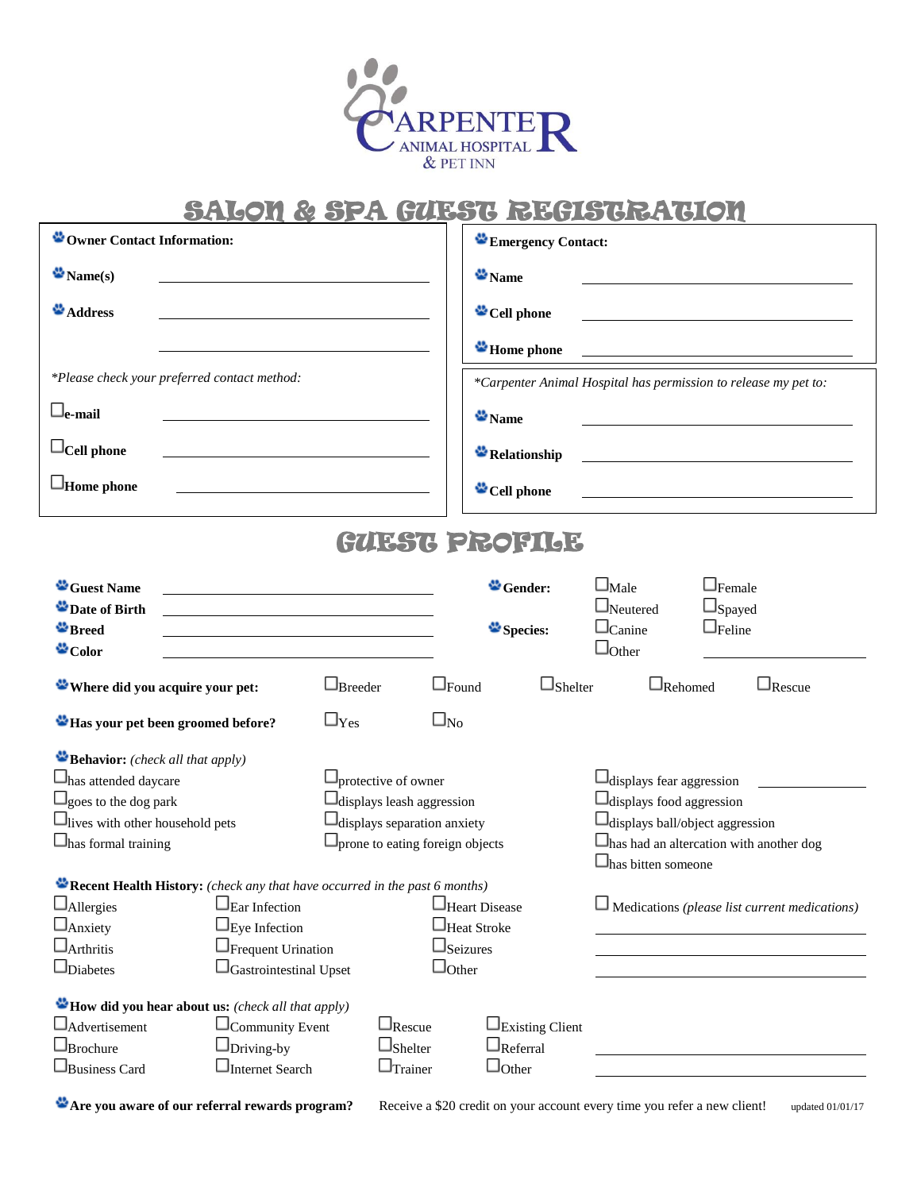CARPENTER ANIMAL HOSPITAL & PET INN

# SALON & SPA GUEST REGISTRATION

**Owner Contact Information:**

**Name(s)** ____________________

**Address** ____________________

____________________

*\*Please check your preferred contact method:*

☐**e-mail** ____________________

☐**Cell phone** ____________________

☐**Home phone** ____________________

**Emergency Contact:**

**Name** ____________________

**Cell phone** ____________________

**Home phone** ____________________

*\*Carpenter Animal Hospital has permission to release my pet to:*

**Name** ____________________

**Relationship** ____________________

**Cell phone** ____________________

# GUEST PROFILE

**Guest Name** ____________________

**Date of Birth** ____________________

**Breed** ____________________

**Color** ____________________

**Gender:** ☐Male ☐Female ☐Neutered ☐Spayed

**Species:** ☐Canine ☐Feline ☐Other ____________________

**Where did you acquire your pet:** ☐Breeder ☐Found ☐Shelter ☐Rehomed ☐Rescue

**Has your pet been groomed before?** ☐Yes ☐No

**Behavior:** *(check all that apply)*

☐has attended daycare
☐goes to the dog park
☐lives with other household pets
☐has formal training
☐protective of owner
☐displays leash aggression
☐displays separation anxiety
☐prone to eating foreign objects
☐displays fear aggression ____________________
☐displays food aggression
☐displays ball/object aggression
☐has had an altercation with another dog
☐has bitten someone

**Recent Health History:** *(check any that have occurred in the past 6 months)*

☐Allergies
☐Anxiety
☐Arthritis
☐Diabetes
☐Ear Infection
☐Eye Infection
☐Frequent Urination
☐Gastrointestinal Upset
☐Heart Disease
☐Heat Stroke
☐Seizures
☐Other
☐ Medications *(please list current medications)*
____________________
____________________
____________________

**How did you hear about us:** *(check all that apply)*

☐Advertisement
☐Brochure
☐Business Card
☐Community Event
☐Driving-by
☐Internet Search
☐Rescue
☐Shelter
☐Trainer
☐Existing Client
☐Referral ____________________
☐Other ____________________

**Are you aware of our referral rewards program?** Receive a $20 credit on your account every time you refer a new client!

updated 01/01/17